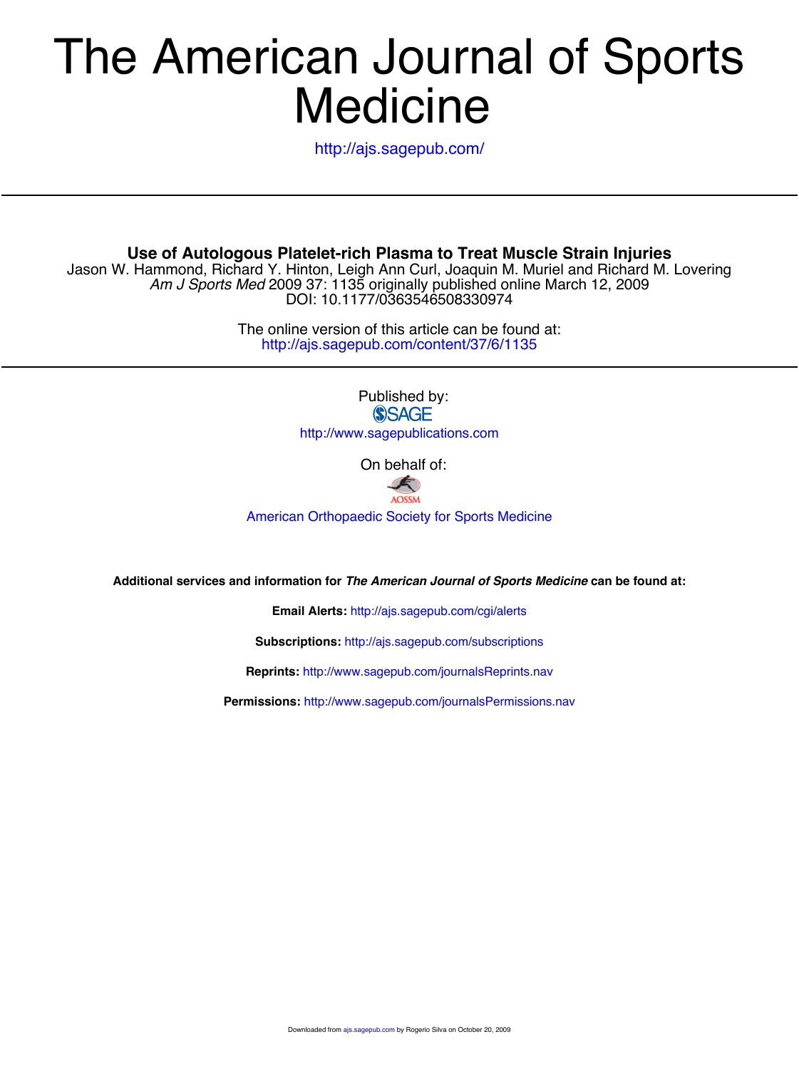# The American Journal of Sports Medicine

http://ajs.sagepub.com/

## Use of Autologous Platelet-rich Plasma to Treat Muscle Strain Injuries

Jason W. Hammond, Richard Y. Hinton, Leigh Ann Curl, Joaquin M. Muriel and Richard M. Lovering

*Am J Sports Med* 2009 37: 1135 originally published online March 12, 2009

DOI: 10.1177/0363546508330974

The online version of this article can be found at:
http://ajs.sagepub.com/content/37/6/1135

Published by:

SAGE

http://www.sagepublications.com

On behalf of:

AOSSM

American Orthopaedic Society for Sports Medicine

**Additional services and information for *The American Journal of Sports Medicine* can be found at:**

**Email Alerts:** http://ajs.sagepub.com/cgi/alerts

**Subscriptions:** http://ajs.sagepub.com/subscriptions

**Reprints:** http://www.sagepub.com/journalsReprints.nav

**Permissions:** http://www.sagepub.com/journalsPermissions.nav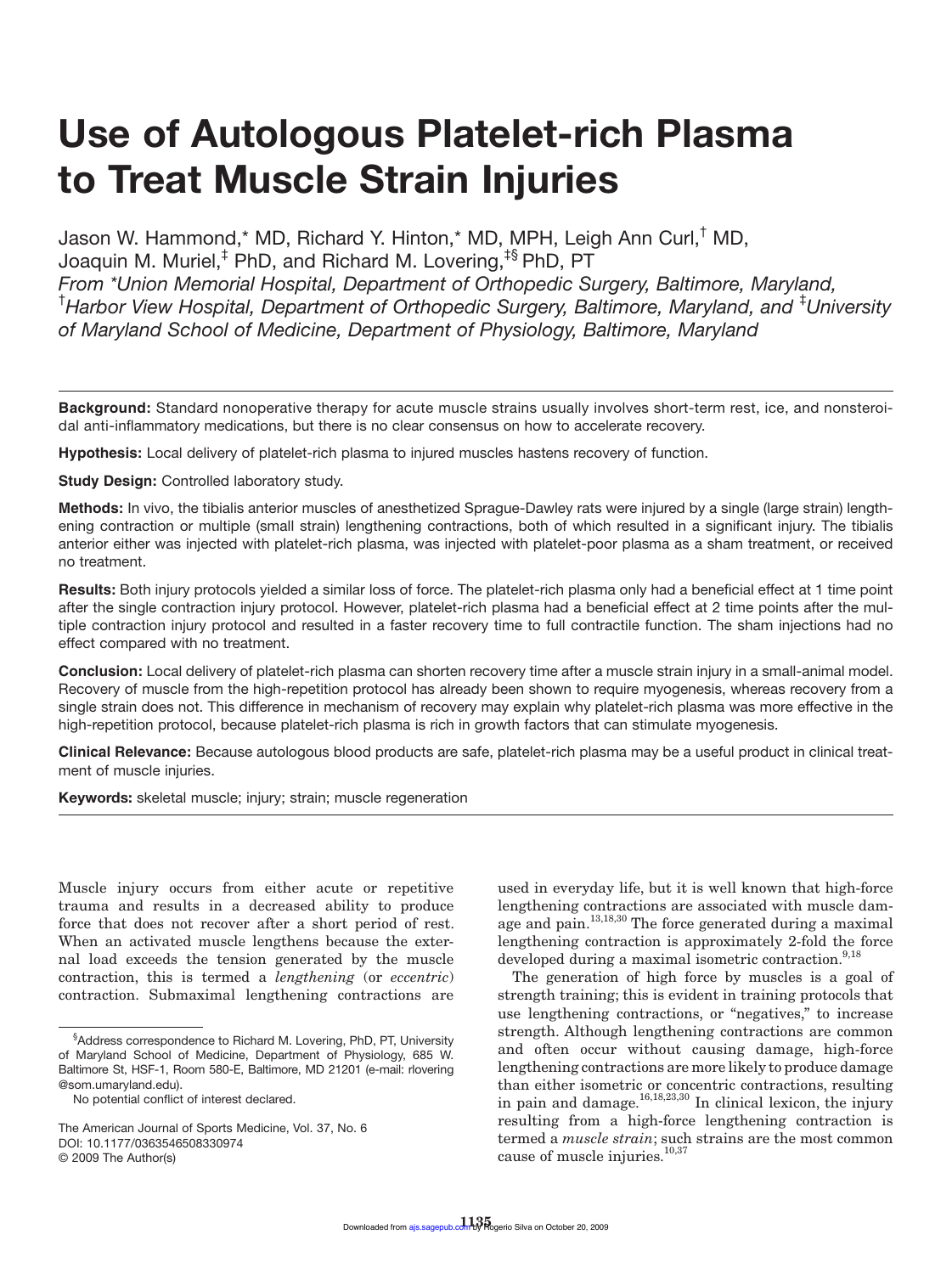# Use of Autologous Platelet-rich Plasma to Treat Muscle Strain Injuries

Jason W. Hammond,* MD, Richard Y. Hinton,* MD, MPH, Leigh Ann Curl,† MD, Joaquin M. Muriel,‡ PhD, and Richard M. Lovering,‡§ PhD, PT
*From \*Union Memorial Hospital, Department of Orthopedic Surgery, Baltimore, Maryland, †Harbor View Hospital, Department of Orthopedic Surgery, Baltimore, Maryland, and ‡University of Maryland School of Medicine, Department of Physiology, Baltimore, Maryland*

**Background:** Standard nonoperative therapy for acute muscle strains usually involves short-term rest, ice, and nonsteroidal anti-inflammatory medications, but there is no clear consensus on how to accelerate recovery.

**Hypothesis:** Local delivery of platelet-rich plasma to injured muscles hastens recovery of function.

**Study Design:** Controlled laboratory study.

**Methods:** In vivo, the tibialis anterior muscles of anesthetized Sprague-Dawley rats were injured by a single (large strain) lengthening contraction or multiple (small strain) lengthening contractions, both of which resulted in a significant injury. The tibialis anterior either was injected with platelet-rich plasma, was injected with platelet-poor plasma as a sham treatment, or received no treatment.

**Results:** Both injury protocols yielded a similar loss of force. The platelet-rich plasma only had a beneficial effect at 1 time point after the single contraction injury protocol. However, platelet-rich plasma had a beneficial effect at 2 time points after the multiple contraction injury protocol and resulted in a faster recovery time to full contractile function. The sham injections had no effect compared with no treatment.

**Conclusion:** Local delivery of platelet-rich plasma can shorten recovery time after a muscle strain injury in a small-animal model. Recovery of muscle from the high-repetition protocol has already been shown to require myogenesis, whereas recovery from a single strain does not. This difference in mechanism of recovery may explain why platelet-rich plasma was more effective in the high-repetition protocol, because platelet-rich plasma is rich in growth factors that can stimulate myogenesis.

**Clinical Relevance:** Because autologous blood products are safe, platelet-rich plasma may be a useful product in clinical treatment of muscle injuries.

**Keywords:** skeletal muscle; injury; strain; muscle regeneration

Muscle injury occurs from either acute or repetitive trauma and results in a decreased ability to produce force that does not recover after a short period of rest. When an activated muscle lengthens because the external load exceeds the tension generated by the muscle contraction, this is termed a *lengthening* (or *eccentric*) contraction. Submaximal lengthening contractions are used in everyday life, but it is well known that high-force lengthening contractions are associated with muscle damage and pain.[13,18,30] The force generated during a maximal lengthening contraction is approximately 2-fold the force developed during a maximal isometric contraction.[9,18]

The generation of high force by muscles is a goal of strength training; this is evident in training protocols that use lengthening contractions, or "negatives," to increase strength. Although lengthening contractions are common and often occur without causing damage, high-force lengthening contractions are more likely to produce damage than either isometric or concentric contractions, resulting in pain and damage.[16,18,23,30] In clinical lexicon, the injury resulting from a high-force lengthening contraction is termed a *muscle strain*; such strains are the most common cause of muscle injuries.[10,37]

§Address correspondence to Richard M. Lovering, PhD, PT, University of Maryland School of Medicine, Department of Physiology, 685 W. Baltimore St, HSF-1, Room 580-E, Baltimore, MD 21201 (e-mail: rlovering@som.umaryland.edu).

No potential conflict of interest declared.

The American Journal of Sports Medicine, Vol. 37, No. 6
DOI: 10.1177/0363546508330974
© 2009 The Author(s)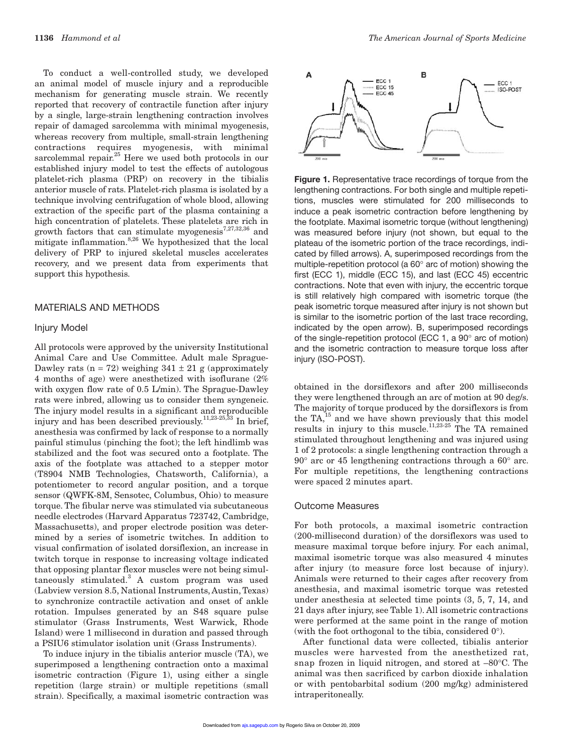To conduct a well-controlled study, we developed an animal model of muscle injury and a reproducible mechanism for generating muscle strain. We recently reported that recovery of contractile function after injury by a single, large-strain lengthening contraction involves repair of damaged sarcolemma with minimal myogenesis, whereas recovery from multiple, small-strain lengthening contractions requires myogenesis, with minimal sarcolemmal repair.[25] Here we used both protocols in our established injury model to test the effects of autologous platelet-rich plasma (PRP) on recovery in the tibialis anterior muscle of rats. Platelet-rich plasma is isolated by a technique involving centrifugation of whole blood, allowing extraction of the specific part of the plasma containing a high concentration of platelets. These platelets are rich in growth factors that can stimulate myogenesis[7,27,32,36] and mitigate inflammation.[8,26] We hypothesized that the local delivery of PRP to injured skeletal muscles accelerates recovery, and we present data from experiments that support this hypothesis.

## MATERIALS AND METHODS

### Injury Model

All protocols were approved by the university Institutional Animal Care and Use Committee. Adult male Sprague-Dawley rats (n = 72) weighing 341 ± 21 g (approximately 4 months of age) were anesthetized with isoflurane (2% with oxygen flow rate of 0.5 L/min). The Sprague-Dawley rats were inbred, allowing us to consider them syngeneic. The injury model results in a significant and reproducible injury and has been described previously.[11,23-25,33] In brief, anesthesia was confirmed by lack of response to a normally painful stimulus (pinching the foot); the left hindlimb was stabilized and the foot was secured onto a footplate. The axis of the footplate was attached to a stepper motor (T8904 NMB Technologies, Chatsworth, California), a potentiometer to record angular position, and a torque sensor (QWFK-8M, Sensotec, Columbus, Ohio) to measure torque. The fibular nerve was stimulated via subcutaneous needle electrodes (Harvard Apparatus 723742, Cambridge, Massachusetts), and proper electrode position was determined by a series of isometric twitches. In addition to visual confirmation of isolated dorsiflexion, an increase in twitch torque in response to increasing voltage indicated that opposing plantar flexor muscles were not being simultaneously stimulated.[3] A custom program was used (Labview version 8.5, National Instruments, Austin, Texas) to synchronize contractile activation and onset of ankle rotation. Impulses generated by an S48 square pulse stimulator (Grass Instruments, West Warwick, Rhode Island) were 1 millisecond in duration and passed through a PSIU6 stimulator isolation unit (Grass Instruments).

To induce injury in the tibialis anterior muscle (TA), we superimposed a lengthening contraction onto a maximal isometric contraction (Figure 1), using either a single repetition (large strain) or multiple repetitions (small strain). Specifically, a maximal isometric contraction was obtained in the dorsiflexors and after 200 milliseconds they were lengthened through an arc of motion at 90 deg/s. The majority of torque produced by the dorsiflexors is from the TA,[15] and we have shown previously that this model results in injury to this muscle.[11,23-25] The TA remained stimulated throughout lengthening and was injured using 1 of 2 protocols: a single lengthening contraction through a 90° arc or 45 lengthening contractions through a 60° arc. For multiple repetitions, the lengthening contractions were spaced 2 minutes apart.

**Figure 1.** Representative trace recordings of torque from the lengthening contractions. For both single and multiple repetitions, muscles were stimulated for 200 milliseconds to induce a peak isometric contraction before lengthening by the footplate. Maximal isometric torque (without lengthening) was measured before injury (not shown, but equal to the plateau of the isometric portion of the trace recordings, indicated by filled arrows). A, superimposed recordings from the multiple-repetition protocol (a 60° arc of motion) showing the first (ECC 1), middle (ECC 15), and last (ECC 45) eccentric contractions. Note that even with injury, the eccentric torque is still relatively high compared with isometric torque (the peak isometric torque measured after injury is not shown but is similar to the isometric portion of the last trace recording, indicated by the open arrow). B, superimposed recordings of the single-repetition protocol (ECC 1, a 90° arc of motion) and the isometric contraction to measure torque loss after injury (ISO-POST).

### Outcome Measures

For both protocols, a maximal isometric contraction (200-millisecond duration) of the dorsiflexors was used to measure maximal torque before injury. For each animal, maximal isometric torque was also measured 4 minutes after injury (to measure force lost because of injury). Animals were returned to their cages after recovery from anesthesia, and maximal isometric torque was retested under anesthesia at selected time points (3, 5, 7, 14, and 21 days after injury, see Table 1). All isometric contractions were performed at the same point in the range of motion (with the foot orthogonal to the tibia, considered 0°).

After functional data were collected, tibialis anterior muscles were harvested from the anesthetized rat, snap frozen in liquid nitrogen, and stored at –80°C. The animal was then sacrificed by carbon dioxide inhalation or with pentobarbital sodium (200 mg/kg) administered intraperitoneally.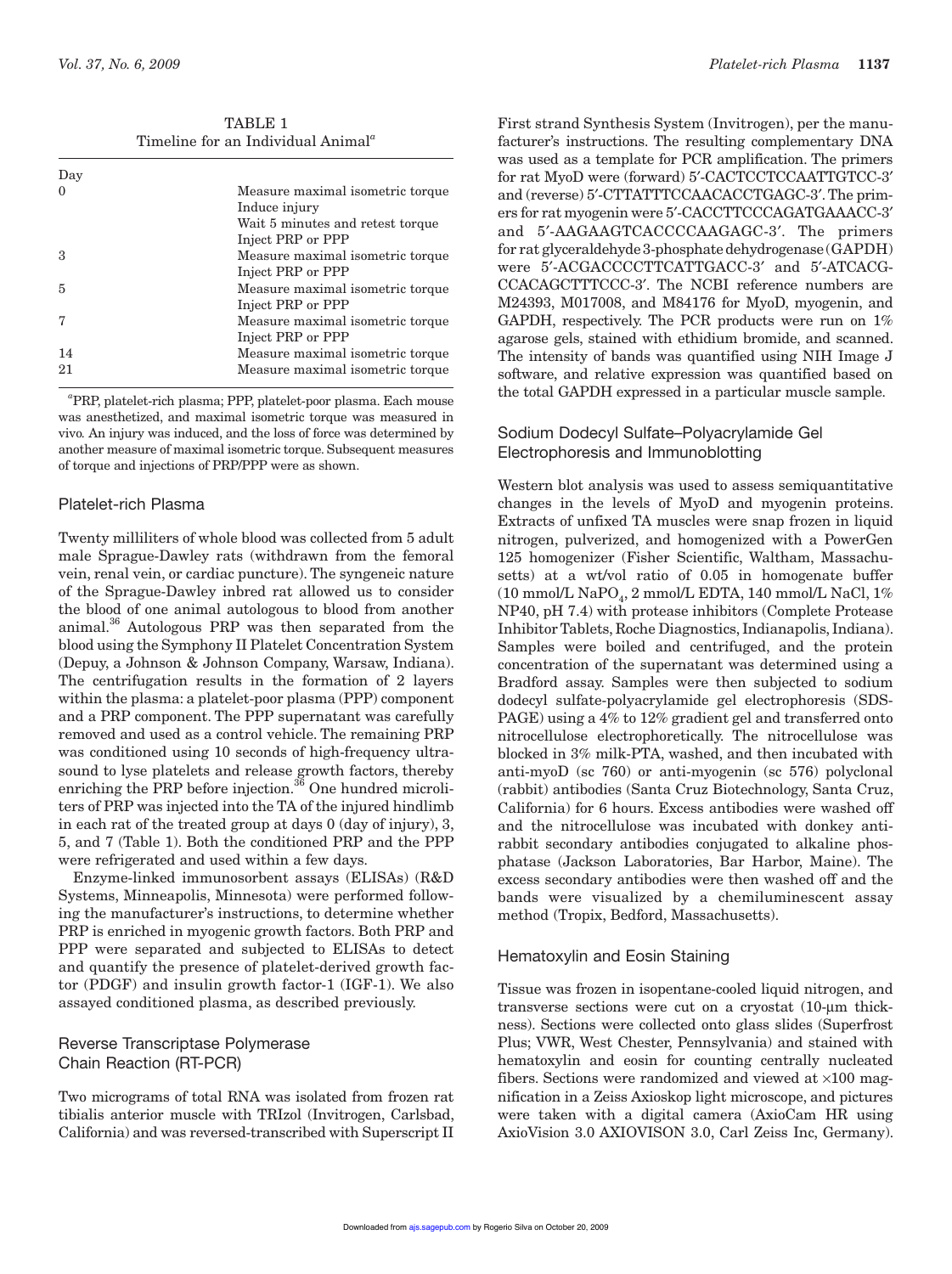TABLE 1
Timeline for an Individual Animal[a]

| Day | |
|---|---|
| 0 | Measure maximal isometric torque |
| | Induce injury |
| | Wait 5 minutes and retest torque |
| | Inject PRP or PPP |
| 3 | Measure maximal isometric torque |
| | Inject PRP or PPP |
| 5 | Measure maximal isometric torque |
| | Inject PRP or PPP |
| 7 | Measure maximal isometric torque |
| | Inject PRP or PPP |
| 14 | Measure maximal isometric torque |
| 21 | Measure maximal isometric torque |

[a]PRP, platelet-rich plasma; PPP, platelet-poor plasma. Each mouse was anesthetized, and maximal isometric torque was measured in vivo. An injury was induced, and the loss of force was determined by another measure of maximal isometric torque. Subsequent measures of torque and injections of PRP/PPP were as shown.

## Platelet-rich Plasma

Twenty milliliters of whole blood was collected from 5 adult male Sprague-Dawley rats (withdrawn from the femoral vein, renal vein, or cardiac puncture). The syngeneic nature of the Sprague-Dawley inbred rat allowed us to consider the blood of one animal autologous to blood from another animal.[36] Autologous PRP was then separated from the blood using the Symphony II Platelet Concentration System (Depuy, a Johnson & Johnson Company, Warsaw, Indiana). The centrifugation results in the formation of 2 layers within the plasma: a platelet-poor plasma (PPP) component and a PRP component. The PPP supernatant was carefully removed and used as a control vehicle. The remaining PRP was conditioned using 10 seconds of high-frequency ultrasound to lyse platelets and release growth factors, thereby enriching the PRP before injection.[36] One hundred microliters of PRP was injected into the TA of the injured hindlimb in each rat of the treated group at days 0 (day of injury), 3, 5, and 7 (Table 1). Both the conditioned PRP and the PPP were refrigerated and used within a few days.

Enzyme-linked immunosorbent assays (ELISAs) (R&D Systems, Minneapolis, Minnesota) were performed following the manufacturer's instructions, to determine whether PRP is enriched in myogenic growth factors. Both PRP and PPP were separated and subjected to ELISAs to detect and quantify the presence of platelet-derived growth factor (PDGF) and insulin growth factor-1 (IGF-1). We also assayed conditioned plasma, as described previously.

## Reverse Transcriptase Polymerase Chain Reaction (RT-PCR)

Two micrograms of total RNA was isolated from frozen rat tibialis anterior muscle with TRIzol (Invitrogen, Carlsbad, California) and was reversed-transcribed with Superscript II First strand Synthesis System (Invitrogen), per the manufacturer's instructions. The resulting complementary DNA was used as a template for PCR amplification. The primers for rat MyoD were (forward) 5′-CACTCCTCCAATTGTCC-3′ and (reverse) 5′-CTTATTTCCAACACCTGAGC-3′. The primers for rat myogenin were 5′-CACCTTCCCAGATGAAACC-3′ and 5′-AAGAAGTCACCCCAAGAGC-3′. The primers for rat glyceraldehyde 3-phosphate dehydrogenase (GAPDH) were 5′-ACGACCCCTTCATTGACC-3′ and 5′-ATCACGCCACAGCTTTCCC-3′. The NCBI reference numbers are M24393, M017008, and M84176 for MyoD, myogenin, and GAPDH, respectively. The PCR products were run on 1% agarose gels, stained with ethidium bromide, and scanned. The intensity of bands was quantified using NIH Image J software, and relative expression was quantified based on the total GAPDH expressed in a particular muscle sample.

## Sodium Dodecyl Sulfate–Polyacrylamide Gel Electrophoresis and Immunoblotting

Western blot analysis was used to assess semiquantitative changes in the levels of MyoD and myogenin proteins. Extracts of unfixed TA muscles were snap frozen in liquid nitrogen, pulverized, and homogenized with a PowerGen 125 homogenizer (Fisher Scientific, Waltham, Massachusetts) at a wt/vol ratio of 0.05 in homogenate buffer (10 mmol/L $NaPO_4$, 2 mmol/L EDTA, 140 mmol/L NaCl, 1% NP40, pH 7.4) with protease inhibitors (Complete Protease Inhibitor Tablets, Roche Diagnostics, Indianapolis, Indiana). Samples were boiled and centrifuged, and the protein concentration of the supernatant was determined using a Bradford assay. Samples were then subjected to sodium dodecyl sulfate-polyacrylamide gel electrophoresis (SDS-PAGE) using a 4% to 12% gradient gel and transferred onto nitrocellulose electrophoretically. The nitrocellulose was blocked in 3% milk-PTA, washed, and then incubated with anti-myoD (sc 760) or anti-myogenin (sc 576) polyclonal (rabbit) antibodies (Santa Cruz Biotechnology, Santa Cruz, California) for 6 hours. Excess antibodies were washed off and the nitrocellulose was incubated with donkey anti-rabbit secondary antibodies conjugated to alkaline phosphatase (Jackson Laboratories, Bar Harbor, Maine). The excess secondary antibodies were then washed off and the bands were visualized by a chemiluminescent assay method (Tropix, Bedford, Massachusetts).

## Hematoxylin and Eosin Staining

Tissue was frozen in isopentane-cooled liquid nitrogen, and transverse sections were cut on a cryostat (10-μm thickness). Sections were collected onto glass slides (Superfrost Plus; VWR, West Chester, Pennsylvania) and stained with hematoxylin and eosin for counting centrally nucleated fibers. Sections were randomized and viewed at ×100 magnification in a Zeiss Axioskop light microscope, and pictures were taken with a digital camera (AxioCam HR using AxioVision 3.0 AXIOVISON 3.0, Carl Zeiss Inc, Germany).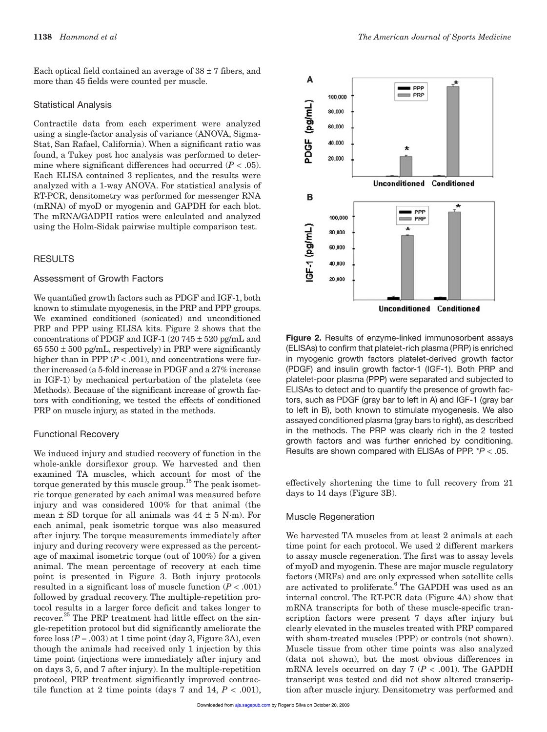Each optical field contained an average of 38 ± 7 fibers, and more than 45 fields were counted per muscle.

### Statistical Analysis

Contractile data from each experiment were analyzed using a single-factor analysis of variance (ANOVA, SigmaStat, San Rafael, California). When a significant ratio was found, a Tukey post hoc analysis was performed to determine where significant differences had occurred ($P < .05$). Each ELISA contained 3 replicates, and the results were analyzed with a 1-way ANOVA. For statistical analysis of RT-PCR, densitometry was performed for messenger RNA (mRNA) of myoD or myogenin and GAPDH for each blot. The mRNA/GADPH ratios were calculated and analyzed using the Holm-Sidak pairwise multiple comparison test.

## RESULTS

### Assessment of Growth Factors

We quantified growth factors such as PDGF and IGF-1, both known to stimulate myogenesis, in the PRP and PPP groups. We examined conditioned (sonicated) and unconditioned PRP and PPP using ELISA kits. Figure 2 shows that the concentrations of PDGF and IGF-1 (20 745 ± 520 pg/mL and 65 550 ± 500 pg/mL, respectively) in PRP were significantly higher than in PPP ($P < .001$), and concentrations were further increased (a 5-fold increase in PDGF and a 27% increase in IGF-1) by mechanical perturbation of the platelets (see Methods). Because of the significant increase of growth factors with conditioning, we tested the effects of conditioned PRP on muscle injury, as stated in the methods.

### Functional Recovery

We induced injury and studied recovery of function in the whole-ankle dorsiflexor group. We harvested and then examined TA muscles, which account for most of the torque generated by this muscle group.[15] The peak isometric torque generated by each animal was measured before injury and was considered 100% for that animal (the mean ± SD torque for all animals was 44 ± 5 N·m). For each animal, peak isometric torque was also measured after injury. The torque measurements immediately after injury and during recovery were expressed as the percentage of maximal isometric torque (out of 100%) for a given animal. The mean percentage of recovery at each time point is presented in Figure 3. Both injury protocols resulted in a significant loss of muscle function ($P < .001$) followed by gradual recovery. The multiple-repetition protocol results in a larger force deficit and takes longer to recover.[25] The PRP treatment had little effect on the single-repetition protocol but did significantly ameliorate the force loss ($P = .003$) at 1 time point (day 3, Figure 3A), even though the animals had received only 1 injection by this time point (injections were immediately after injury and on days 3, 5, and 7 after injury). In the multiple-repetition protocol, PRP treatment significantly improved contractile function at 2 time points (days 7 and 14, $P < .001$), effectively shortening the time to full recovery from 21 days to 14 days (Figure 3B).

**Figure 2.** Results of enzyme-linked immunosorbent assays (ELISAs) to confirm that platelet-rich plasma (PRP) is enriched in myogenic growth factors platelet-derived growth factor (PDGF) and insulin growth factor-1 (IGF-1). Both PRP and platelet-poor plasma (PPP) were separated and subjected to ELISAs to detect and to quantify the presence of growth factors, such as PDGF (gray bar to left in A) and IGF-1 (gray bar to left in B), both known to stimulate myogenesis. We also assayed conditioned plasma (gray bars to right), as described in the methods. The PRP was clearly rich in the 2 tested growth factors and was further enriched by conditioning. Results are shown compared with ELISAs of PPP. *$P < .05$.

### Muscle Regeneration

We harvested TA muscles from at least 2 animals at each time point for each protocol. We used 2 different markers to assay muscle regeneration. The first was to assay levels of myoD and myogenin. These are major muscle regulatory factors (MRFs) and are only expressed when satellite cells are activated to proliferate.[6] The GAPDH was used as an internal control. The RT-PCR data (Figure 4A) show that mRNA transcripts for both of these muscle-specific transcription factors were present 7 days after injury but clearly elevated in the muscles treated with PRP compared with sham-treated muscles (PPP) or controls (not shown). Muscle tissue from other time points was also analyzed (data not shown), but the most obvious differences in mRNA levels occurred on day 7 ($P < .001$). The GAPDH transcript was tested and did not show altered transcription after muscle injury. Densitometry was performed and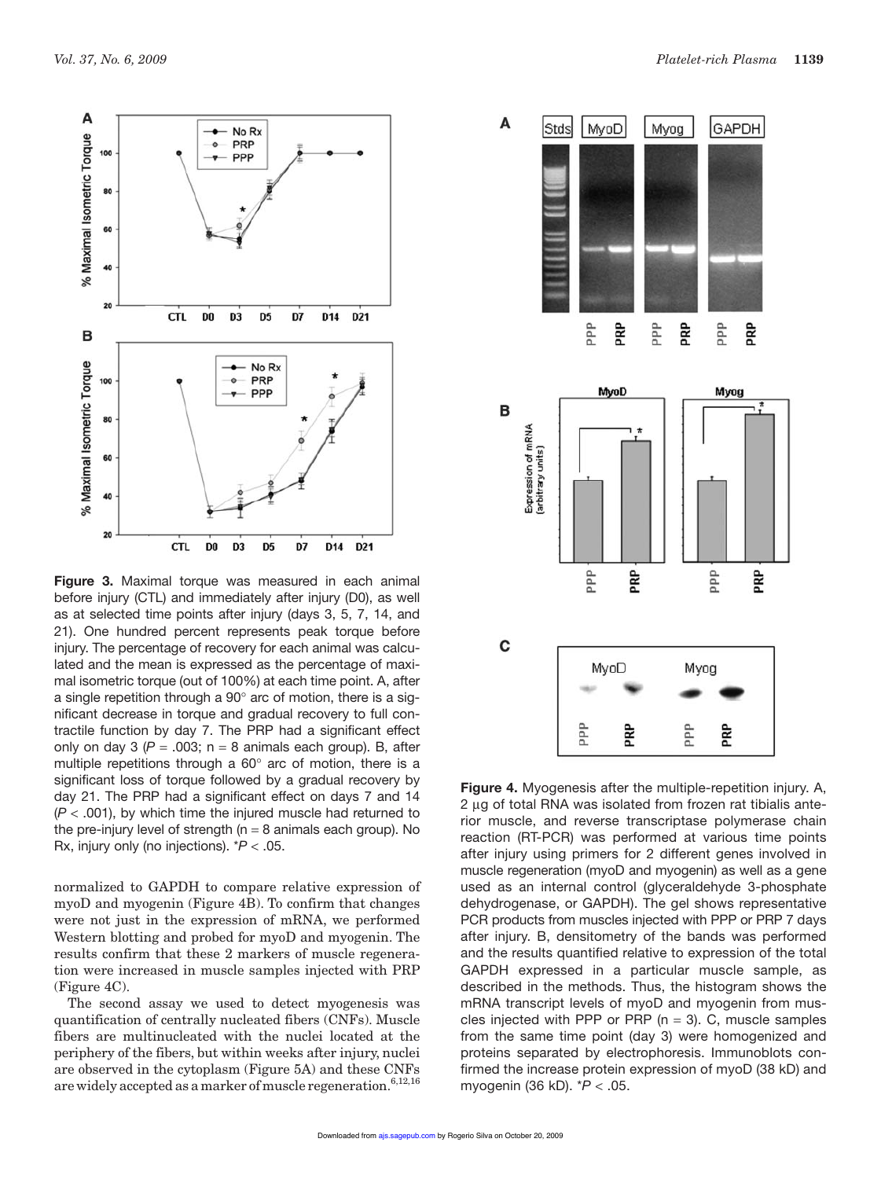**Figure 3.** Maximal torque was measured in each animal before injury (CTL) and immediately after injury (D0), as well as at selected time points after injury (days 3, 5, 7, 14, and 21). One hundred percent represents peak torque before injury. The percentage of recovery for each animal was calculated and the mean is expressed as the percentage of maximal isometric torque (out of 100%) at each time point. A, after a single repetition through a 90° arc of motion, there is a significant decrease in torque and gradual recovery to full contractile function by day 7. The PRP had a significant effect only on day 3 ($P = .003$; n = 8 animals each group). B, after multiple repetitions through a 60° arc of motion, there is a significant loss of torque followed by a gradual recovery by day 21. The PRP had a significant effect on days 7 and 14 ($P < .001$), by which time the injured muscle had returned to the pre-injury level of strength (n = 8 animals each group). No Rx, injury only (no injections). *$P < .05$.

normalized to GAPDH to compare relative expression of myoD and myogenin (Figure 4B). To confirm that changes were not just in the expression of mRNA, we performed Western blotting and probed for myoD and myogenin. The results confirm that these 2 markers of muscle regeneration were increased in muscle samples injected with PRP (Figure 4C).

The second assay we used to detect myogenesis was quantification of centrally nucleated fibers (CNFs). Muscle fibers are multinucleated with the nuclei located at the periphery of the fibers, but within weeks after injury, nuclei are observed in the cytoplasm (Figure 5A) and these CNFs are widely accepted as a marker of muscle regeneration.[6,12,16]

**Figure 4.** Myogenesis after the multiple-repetition injury. A, 2 μg of total RNA was isolated from frozen rat tibialis anterior muscle, and reverse transcriptase polymerase chain reaction (RT-PCR) was performed at various time points after injury using primers for 2 different genes involved in muscle regeneration (myoD and myogenin) as well as a gene used as an internal control (glyceraldehyde 3-phosphate dehydrogenase, or GAPDH). The gel shows representative PCR products from muscles injected with PPP or PRP 7 days after injury. B, densitometry of the bands was performed and the results quantified relative to expression of the total GAPDH expressed in a particular muscle sample, as described in the methods. Thus, the histogram shows the mRNA transcript levels of myoD and myogenin from muscles injected with PPP or PRP (n = 3). C, muscle samples from the same time point (day 3) were homogenized and proteins separated by electrophoresis. Immunoblots confirmed the increase protein expression of myoD (38 kD) and myogenin (36 kD). *$P < .05$.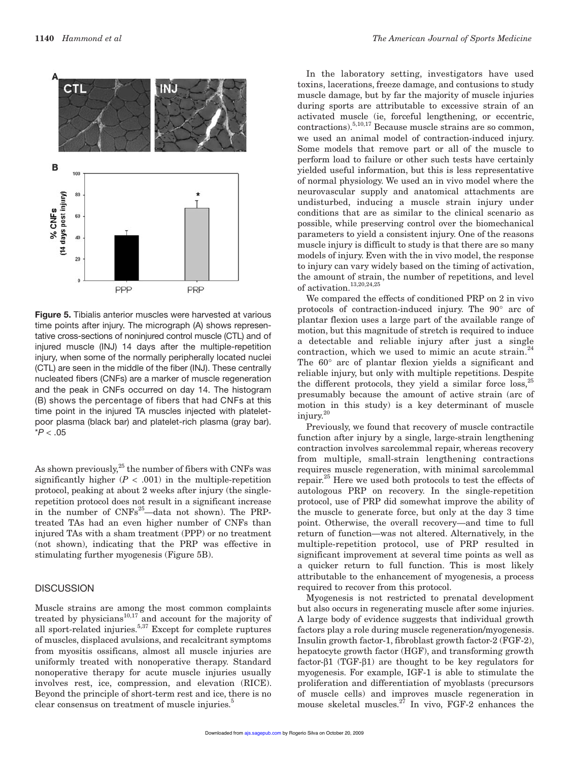**Figure 5.** Tibialis anterior muscles were harvested at various time points after injury. The micrograph (A) shows representative cross-sections of noninjured control muscle (CTL) and of injured muscle (INJ) 14 days after the multiple-repetition injury, when some of the normally peripherally located nuclei (CTL) are seen in the middle of the fiber (INJ). These centrally nucleated fibers (CNFs) are a marker of muscle regeneration and the peak in CNFs occurred on day 14. The histogram (B) shows the percentage of fibers that had CNFs at this time point in the injured TA muscles injected with platelet-poor plasma (black bar) and platelet-rich plasma (gray bar). *$P < .05$

As shown previously,[25] the number of fibers with CNFs was significantly higher ($P < .001$) in the multiple-repetition protocol, peaking at about 2 weeks after injury (the single-repetition protocol does not result in a significant increase in the number of CNFs[25]—data not shown). The PRP-treated TAs had an even higher number of CNFs than injured TAs with a sham treatment (PPP) or no treatment (not shown), indicating that the PRP was effective in stimulating further myogenesis (Figure 5B).

## DISCUSSION

Muscle strains are among the most common complaints treated by physicians[10,17] and account for the majority of all sport-related injuries.[5,37] Except for complete ruptures of muscles, displaced avulsions, and recalcitrant symptoms from myositis ossificans, almost all muscle injuries are uniformly treated with nonoperative therapy. Standard nonoperative therapy for acute muscle injuries usually involves rest, ice, compression, and elevation (RICE). Beyond the principle of short-term rest and ice, there is no clear consensus on treatment of muscle injuries.[5]

In the laboratory setting, investigators have used toxins, lacerations, freeze damage, and contusions to study muscle damage, but by far the majority of muscle injuries during sports are attributable to excessive strain of an activated muscle (ie, forceful lengthening, or eccentric, contractions).[5,10,17] Because muscle strains are so common, we used an animal model of contraction-induced injury. Some models that remove part or all of the muscle to perform load to failure or other such tests have certainly yielded useful information, but this is less representative of normal physiology. We used an in vivo model where the neurovascular supply and anatomical attachments are undisturbed, inducing a muscle strain injury under conditions that are as similar to the clinical scenario as possible, while preserving control over the biomechanical parameters to yield a consistent injury. One of the reasons muscle injury is difficult to study is that there are so many models of injury. Even with the in vivo model, the response to injury can vary widely based on the timing of activation, the amount of strain, the number of repetitions, and level of activation.[13,20,24,25]

We compared the effects of conditioned PRP on 2 in vivo protocols of contraction-induced injury. The 90° arc of plantar flexion uses a large part of the available range of motion, but this magnitude of stretch is required to induce a detectable and reliable injury after just a single contraction, which we used to mimic an acute strain.[24] The 60° arc of plantar flexion yields a significant and reliable injury, but only with multiple repetitions. Despite the different protocols, they yield a similar force loss,[25] presumably because the amount of active strain (arc of motion in this study) is a key determinant of muscle injury.[20]

Previously, we found that recovery of muscle contractile function after injury by a single, large-strain lengthening contraction involves sarcolemmal repair, whereas recovery from multiple, small-strain lengthening contractions requires muscle regeneration, with minimal sarcolemmal repair.[25] Here we used both protocols to test the effects of autologous PRP on recovery. In the single-repetition protocol, use of PRP did somewhat improve the ability of the muscle to generate force, but only at the day 3 time point. Otherwise, the overall recovery—and time to full return of function—was not altered. Alternatively, in the multiple-repetition protocol, use of PRP resulted in significant improvement at several time points as well as a quicker return to full function. This is most likely attributable to the enhancement of myogenesis, a process required to recover from this protocol.

Myogenesis is not restricted to prenatal development but also occurs in regenerating muscle after some injuries. A large body of evidence suggests that individual growth factors play a role during muscle regeneration/myogenesis. Insulin growth factor-1, fibroblast growth factor-2 (FGF-2), hepatocyte growth factor (HGF), and transforming growth factor-β1 (TGF-β1) are thought to be key regulators for myogenesis. For example, IGF-1 is able to stimulate the proliferation and differentiation of myoblasts (precursors of muscle cells) and improves muscle regeneration in mouse skeletal muscles.[27] In vivo, FGF-2 enhances the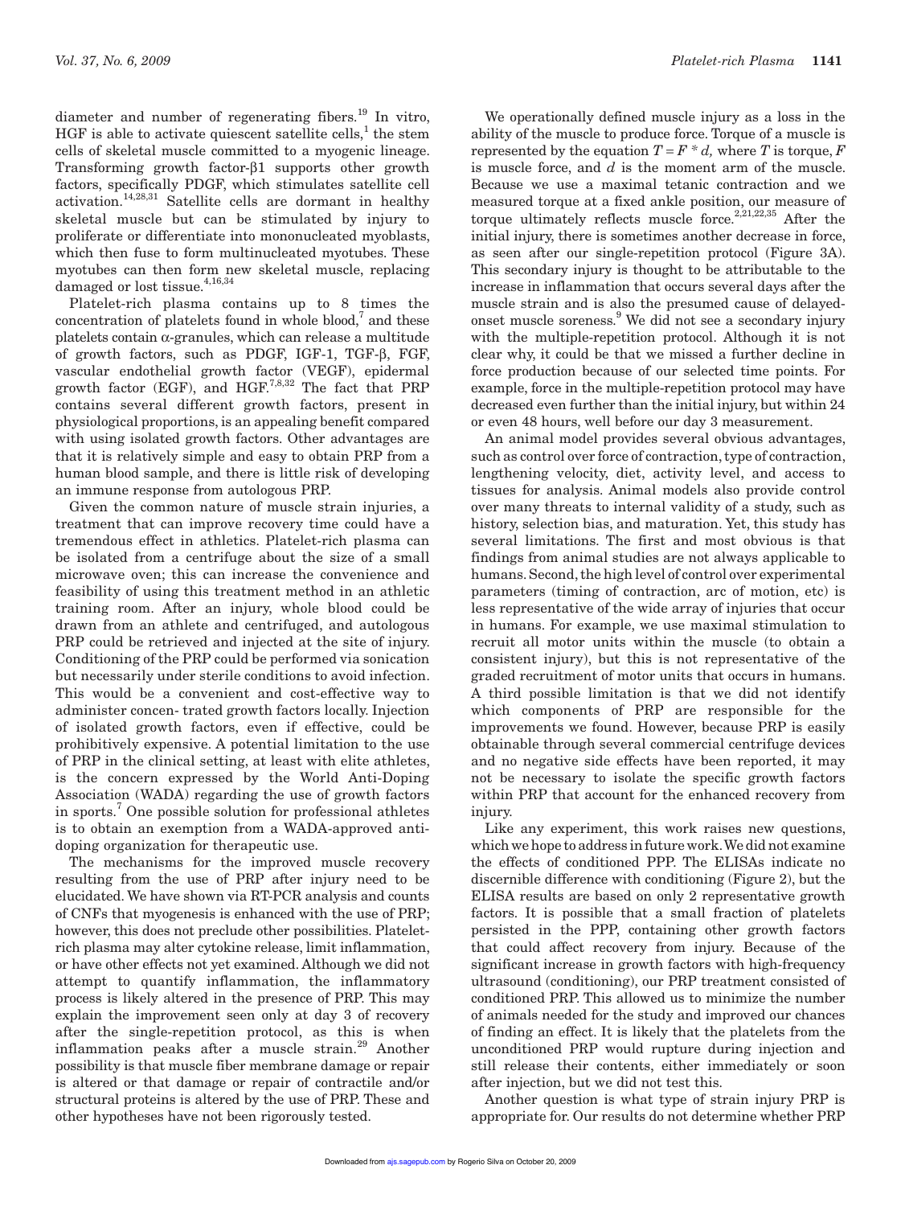diameter and number of regenerating fibers.[19] In vitro, HGF is able to activate quiescent satellite cells,[1] the stem cells of skeletal muscle committed to a myogenic lineage. Transforming growth factor-β1 supports other growth factors, specifically PDGF, which stimulates satellite cell activation.[14,28,31] Satellite cells are dormant in healthy skeletal muscle but can be stimulated by injury to proliferate or differentiate into mononucleated myoblasts, which then fuse to form multinucleated myotubes. These myotubes can then form new skeletal muscle, replacing damaged or lost tissue.[4,16,34]

Platelet-rich plasma contains up to 8 times the concentration of platelets found in whole blood,[7] and these platelets contain α-granules, which can release a multitude of growth factors, such as PDGF, IGF-1, TGF-β, FGF, vascular endothelial growth factor (VEGF), epidermal growth factor (EGF), and HGF.[7,8,32] The fact that PRP contains several different growth factors, present in physiological proportions, is an appealing benefit compared with using isolated growth factors. Other advantages are that it is relatively simple and easy to obtain PRP from a human blood sample, and there is little risk of developing an immune response from autologous PRP.

Given the common nature of muscle strain injuries, a treatment that can improve recovery time could have a tremendous effect in athletics. Platelet-rich plasma can be isolated from a centrifuge about the size of a small microwave oven; this can increase the convenience and feasibility of using this treatment method in an athletic training room. After an injury, whole blood could be drawn from an athlete and centrifuged, and autologous PRP could be retrieved and injected at the site of injury. Conditioning of the PRP could be performed via sonication but necessarily under sterile conditions to avoid infection. This would be a convenient and cost-effective way to administer concen- trated growth factors locally. Injection of isolated growth factors, even if effective, could be prohibitively expensive. A potential limitation to the use of PRP in the clinical setting, at least with elite athletes, is the concern expressed by the World Anti-Doping Association (WADA) regarding the use of growth factors in sports.[7] One possible solution for professional athletes is to obtain an exemption from a WADA-approved anti-doping organization for therapeutic use.

The mechanisms for the improved muscle recovery resulting from the use of PRP after injury need to be elucidated. We have shown via RT-PCR analysis and counts of CNFs that myogenesis is enhanced with the use of PRP; however, this does not preclude other possibilities. Platelet-rich plasma may alter cytokine release, limit inflammation, or have other effects not yet examined. Although we did not attempt to quantify inflammation, the inflammatory process is likely altered in the presence of PRP. This may explain the improvement seen only at day 3 of recovery after the single-repetition protocol, as this is when inflammation peaks after a muscle strain.[29] Another possibility is that muscle fiber membrane damage or repair is altered or that damage or repair of contractile and/or structural proteins is altered by the use of PRP. These and other hypotheses have not been rigorously tested.

We operationally defined muscle injury as a loss in the ability of the muscle to produce force. Torque of a muscle is represented by the equation $T = F * d$, where $T$ is torque, $F$ is muscle force, and $d$ is the moment arm of the muscle. Because we use a maximal tetanic contraction and we measured torque at a fixed ankle position, our measure of torque ultimately reflects muscle force.[2,21,22,35] After the initial injury, there is sometimes another decrease in force, as seen after our single-repetition protocol (Figure 3A). This secondary injury is thought to be attributable to the increase in inflammation that occurs several days after the muscle strain and is also the presumed cause of delayed-onset muscle soreness.[9] We did not see a secondary injury with the multiple-repetition protocol. Although it is not clear why, it could be that we missed a further decline in force production because of our selected time points. For example, force in the multiple-repetition protocol may have decreased even further than the initial injury, but within 24 or even 48 hours, well before our day 3 measurement.

An animal model provides several obvious advantages, such as control over force of contraction, type of contraction, lengthening velocity, diet, activity level, and access to tissues for analysis. Animal models also provide control over many threats to internal validity of a study, such as history, selection bias, and maturation. Yet, this study has several limitations. The first and most obvious is that findings from animal studies are not always applicable to humans. Second, the high level of control over experimental parameters (timing of contraction, arc of motion, etc) is less representative of the wide array of injuries that occur in humans. For example, we use maximal stimulation to recruit all motor units within the muscle (to obtain a consistent injury), but this is not representative of the graded recruitment of motor units that occurs in humans. A third possible limitation is that we did not identify which components of PRP are responsible for the improvements we found. However, because PRP is easily obtainable through several commercial centrifuge devices and no negative side effects have been reported, it may not be necessary to isolate the specific growth factors within PRP that account for the enhanced recovery from injury.

Like any experiment, this work raises new questions, which we hope to address in future work. We did not examine the effects of conditioned PPP. The ELISAs indicate no discernible difference with conditioning (Figure 2), but the ELISA results are based on only 2 representative growth factors. It is possible that a small fraction of platelets persisted in the PPP, containing other growth factors that could affect recovery from injury. Because of the significant increase in growth factors with high-frequency ultrasound (conditioning), our PRP treatment consisted of conditioned PRP. This allowed us to minimize the number of animals needed for the study and improved our chances of finding an effect. It is likely that the platelets from the unconditioned PRP would rupture during injection and still release their contents, either immediately or soon after injection, but we did not test this.

Another question is what type of strain injury PRP is appropriate for. Our results do not determine whether PRP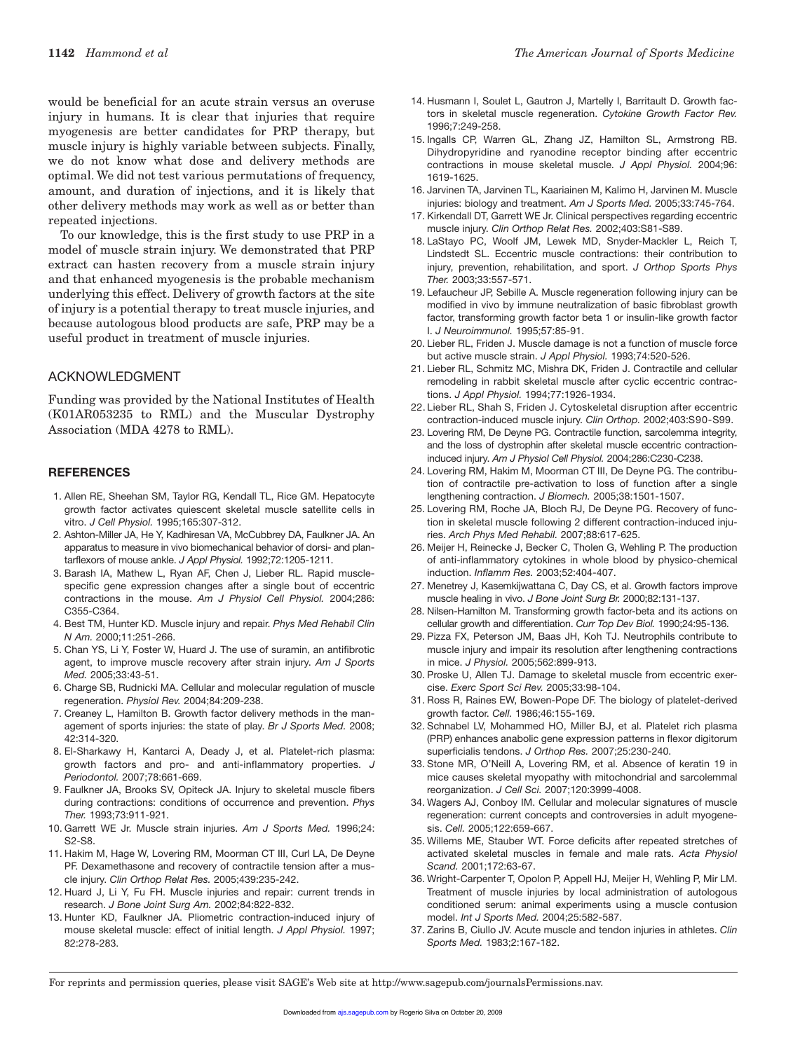would be beneficial for an acute strain versus an overuse injury in humans. It is clear that injuries that require myogenesis are better candidates for PRP therapy, but muscle injury is highly variable between subjects. Finally, we do not know what dose and delivery methods are optimal. We did not test various permutations of frequency, amount, and duration of injections, and it is likely that other delivery methods may work as well as or better than repeated injections.

To our knowledge, this is the first study to use PRP in a model of muscle strain injury. We demonstrated that PRP extract can hasten recovery from a muscle strain injury and that enhanced myogenesis is the probable mechanism underlying this effect. Delivery of growth factors at the site of injury is a potential therapy to treat muscle injuries, and because autologous blood products are safe, PRP may be a useful product in treatment of muscle injuries.

## ACKNOWLEDGMENT

Funding was provided by the National Institutes of Health (K01AR053235 to RML) and the Muscular Dystrophy Association (MDA 4278 to RML).

## REFERENCES

1. Allen RE, Sheehan SM, Taylor RG, Kendall TL, Rice GM. Hepatocyte growth factor activates quiescent skeletal muscle satellite cells in vitro. *J Cell Physiol.* 1995;165:307-312.
2. Ashton-Miller JA, He Y, Kadhiresan VA, McCubbrey DA, Faulkner JA. An apparatus to measure in vivo biomechanical behavior of dorsi- and plantarflexors of mouse ankle. *J Appl Physiol.* 1992;72:1205-1211.
3. Barash IA, Mathew L, Ryan AF, Chen J, Lieber RL. Rapid muscle-specific gene expression changes after a single bout of eccentric contractions in the mouse. *Am J Physiol Cell Physiol.* 2004;286: C355-C364.
4. Best TM, Hunter KD. Muscle injury and repair. *Phys Med Rehabil Clin N Am.* 2000;11:251-266.
5. Chan YS, Li Y, Foster W, Huard J. The use of suramin, an antifibrotic agent, to improve muscle recovery after strain injury. *Am J Sports Med.* 2005;33:43-51.
6. Charge SB, Rudnicki MA. Cellular and molecular regulation of muscle regeneration. *Physiol Rev.* 2004;84:209-238.
7. Creaney L, Hamilton B. Growth factor delivery methods in the management of sports injuries: the state of play. *Br J Sports Med.* 2008; 42:314-320.
8. El-Sharkawy H, Kantarci A, Deady J, et al. Platelet-rich plasma: growth factors and pro- and anti-inflammatory properties. *J Periodontol.* 2007;78:661-669.
9. Faulkner JA, Brooks SV, Opiteck JA. Injury to skeletal muscle fibers during contractions: conditions of occurrence and prevention. *Phys Ther.* 1993;73:911-921.
10. Garrett WE Jr. Muscle strain injuries. *Am J Sports Med.* 1996;24: S2-S8.
11. Hakim M, Hage W, Lovering RM, Moorman CT III, Curl LA, De Deyne PF. Dexamethasone and recovery of contractile tension after a muscle injury. *Clin Orthop Relat Res.* 2005;439:235-242.
12. Huard J, Li Y, Fu FH. Muscle injuries and repair: current trends in research. *J Bone Joint Surg Am.* 2002;84:822-832.
13. Hunter KD, Faulkner JA. Pliometric contraction-induced injury of mouse skeletal muscle: effect of initial length. *J Appl Physiol.* 1997; 82:278-283.
14. Husmann I, Soulet L, Gautron J, Martelly I, Barritault D. Growth factors in skeletal muscle regeneration. *Cytokine Growth Factor Rev.* 1996;7:249-258.
15. Ingalls CP, Warren GL, Zhang JZ, Hamilton SL, Armstrong RB. Dihydropyridine and ryanodine receptor binding after eccentric contractions in mouse skeletal muscle. *J Appl Physiol.* 2004;96: 1619-1625.
16. Jarvinen TA, Jarvinen TL, Kaariainen M, Kalimo H, Jarvinen M. Muscle injuries: biology and treatment. *Am J Sports Med.* 2005;33:745-764.
17. Kirkendall DT, Garrett WE Jr. Clinical perspectives regarding eccentric muscle injury. *Clin Orthop Relat Res.* 2002;403:S81-S89.
18. LaStayo PC, Woolf JM, Lewek MD, Snyder-Mackler L, Reich T, Lindstedt SL. Eccentric muscle contractions: their contribution to injury, prevention, rehabilitation, and sport. *J Orthop Sports Phys Ther.* 2003;33:557-571.
19. Lefaucheur JP, Sebille A. Muscle regeneration following injury can be modified in vivo by immune neutralization of basic fibroblast growth factor, transforming growth factor beta 1 or insulin-like growth factor I. *J Neuroimmunol.* 1995;57:85-91.
20. Lieber RL, Friden J. Muscle damage is not a function of muscle force but active muscle strain. *J Appl Physiol.* 1993;74:520-526.
21. Lieber RL, Schmitz MC, Mishra DK, Friden J. Contractile and cellular remodeling in rabbit skeletal muscle after cyclic eccentric contractions. *J Appl Physiol.* 1994;77:1926-1934.
22. Lieber RL, Shah S, Friden J. Cytoskeletal disruption after eccentric contraction-induced muscle injury. *Clin Orthop.* 2002;403:S90-S99.
23. Lovering RM, De Deyne PG. Contractile function, sarcolemma integrity, and the loss of dystrophin after skeletal muscle eccentric contraction-induced injury. *Am J Physiol Cell Physiol.* 2004;286:C230-C238.
24. Lovering RM, Hakim M, Moorman CT III, De Deyne PG. The contribution of contractile pre-activation to loss of function after a single lengthening contraction. *J Biomech.* 2005;38:1501-1507.
25. Lovering RM, Roche JA, Bloch RJ, De Deyne PG. Recovery of function in skeletal muscle following 2 different contraction-induced injuries. *Arch Phys Med Rehabil.* 2007;88:617-625.
26. Meijer H, Reinecke J, Becker C, Tholen G, Wehling P. The production of anti-inflammatory cytokines in whole blood by physico-chemical induction. *Inflamm Res.* 2003;52:404-407.
27. Menetrey J, Kasemkijwattana C, Day CS, et al. Growth factors improve muscle healing in vivo. *J Bone Joint Surg Br.* 2000;82:131-137.
28. Nilsen-Hamilton M. Transforming growth factor-beta and its actions on cellular growth and differentiation. *Curr Top Dev Biol.* 1990;24:95-136.
29. Pizza FX, Peterson JM, Baas JH, Koh TJ. Neutrophils contribute to muscle injury and impair its resolution after lengthening contractions in mice. *J Physiol.* 2005;562:899-913.
30. Proske U, Allen TJ. Damage to skeletal muscle from eccentric exercise. *Exerc Sport Sci Rev.* 2005;33:98-104.
31. Ross R, Raines EW, Bowen-Pope DF. The biology of platelet-derived growth factor. *Cell.* 1986;46:155-169.
32. Schnabel LV, Mohammed HO, Miller BJ, et al. Platelet rich plasma (PRP) enhances anabolic gene expression patterns in flexor digitorum superficialis tendons. *J Orthop Res.* 2007;25:230-240.
33. Stone MR, O'Neill A, Lovering RM, et al. Absence of keratin 19 in mice causes skeletal myopathy with mitochondrial and sarcolemmal reorganization. *J Cell Sci.* 2007;120:3999-4008.
34. Wagers AJ, Conboy IM. Cellular and molecular signatures of muscle regeneration: current concepts and controversies in adult myogenesis. *Cell.* 2005;122:659-667.
35. Willems ME, Stauber WT. Force deficits after repeated stretches of activated skeletal muscles in female and male rats. *Acta Physiol Scand.* 2001;172:63-67.
36. Wright-Carpenter T, Opolon P, Appell HJ, Meijer H, Wehling P, Mir LM. Treatment of muscle injuries by local administration of autologous conditioned serum: animal experiments using a muscle contusion model. *Int J Sports Med.* 2004;25:582-587.
37. Zarins B, Ciullo JV. Acute muscle and tendon injuries in athletes. *Clin Sports Med.* 1983;2:167-182.